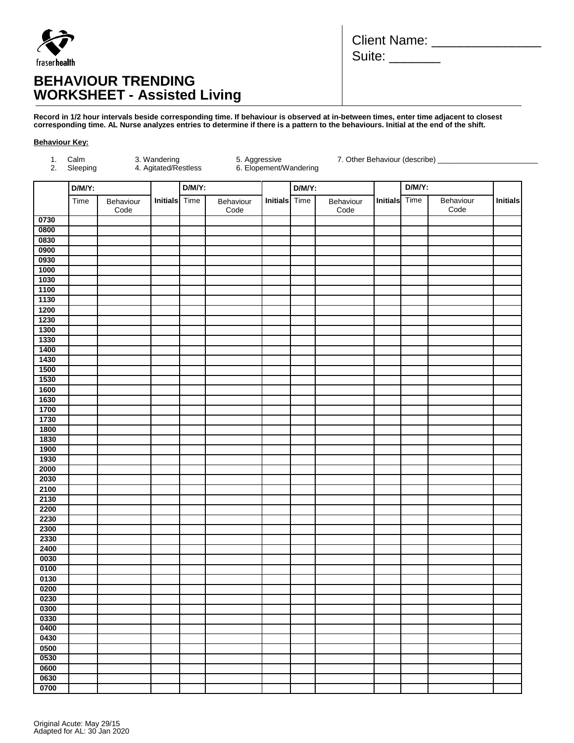fraserhealth

# BEHAVIOUR TRENDING WORKSHEET - Assisted Living

Client Name: _______________
Suite: _______

**Record in 1/2 hour intervals beside corresponding time. If behaviour is observed at in-between times, enter time adjacent to closest corresponding time. AL Nurse analyzes entries to determine if there is a pattern to the behaviours. Initial at the end of the shift.**

**Behaviour Key:**

1. Calm
2. Sleeping

3. Wandering
4. Agitated/Restless
5. Aggressive
6. Elopement/Wandering
7. Other Behaviour (describe) ________________________

| | D/M/Y: | | | D/M/Y: | | | D/M/Y: | | | D/M/Y: | | |
|---|---|---|---|---|---|---|---|---|---|---|---|---|
| | Time | Behaviour Code | Initials | Time | Behaviour Code | Initials | Time | Behaviour Code | Initials | Time | Behaviour Code | Initials |
| 0730 | | | | | | | | | | | | |
| 0800 | | | | | | | | | | | | |
| 0830 | | | | | | | | | | | | |
| 0900 | | | | | | | | | | | | |
| 0930 | | | | | | | | | | | | |
| 1000 | | | | | | | | | | | | |
| 1030 | | | | | | | | | | | | |
| 1100 | | | | | | | | | | | | |
| 1130 | | | | | | | | | | | | |
| 1200 | | | | | | | | | | | | |
| 1230 | | | | | | | | | | | | |
| 1300 | | | | | | | | | | | | |
| 1330 | | | | | | | | | | | | |
| 1400 | | | | | | | | | | | | |
| 1430 | | | | | | | | | | | | |
| 1500 | | | | | | | | | | | | |
| 1530 | | | | | | | | | | | | |
| 1600 | | | | | | | | | | | | |
| 1630 | | | | | | | | | | | | |
| 1700 | | | | | | | | | | | | |
| 1730 | | | | | | | | | | | | |
| 1800 | | | | | | | | | | | | |
| 1830 | | | | | | | | | | | | |
| 1900 | | | | | | | | | | | | |
| 1930 | | | | | | | | | | | | |
| 2000 | | | | | | | | | | | | |
| 2030 | | | | | | | | | | | | |
| 2100 | | | | | | | | | | | | |
| 2130 | | | | | | | | | | | | |
| 2200 | | | | | | | | | | | | |
| 2230 | | | | | | | | | | | | |
| 2300 | | | | | | | | | | | | |
| 2330 | | | | | | | | | | | | |
| 2400 | | | | | | | | | | | | |
| 0030 | | | | | | | | | | | | |
| 0100 | | | | | | | | | | | | |
| 0130 | | | | | | | | | | | | |
| 0200 | | | | | | | | | | | | |
| 0230 | | | | | | | | | | | | |
| 0300 | | | | | | | | | | | | |
| 0330 | | | | | | | | | | | | |
| 0400 | | | | | | | | | | | | |
| 0430 | | | | | | | | | | | | |
| 0500 | | | | | | | | | | | | |
| 0530 | | | | | | | | | | | | |
| 0600 | | | | | | | | | | | | |
| 0630 | | | | | | | | | | | | |
| 0700 | | | | | | | | | | | | |

Original Acute: May 29/15
Adapted for AL: 30 Jan 2020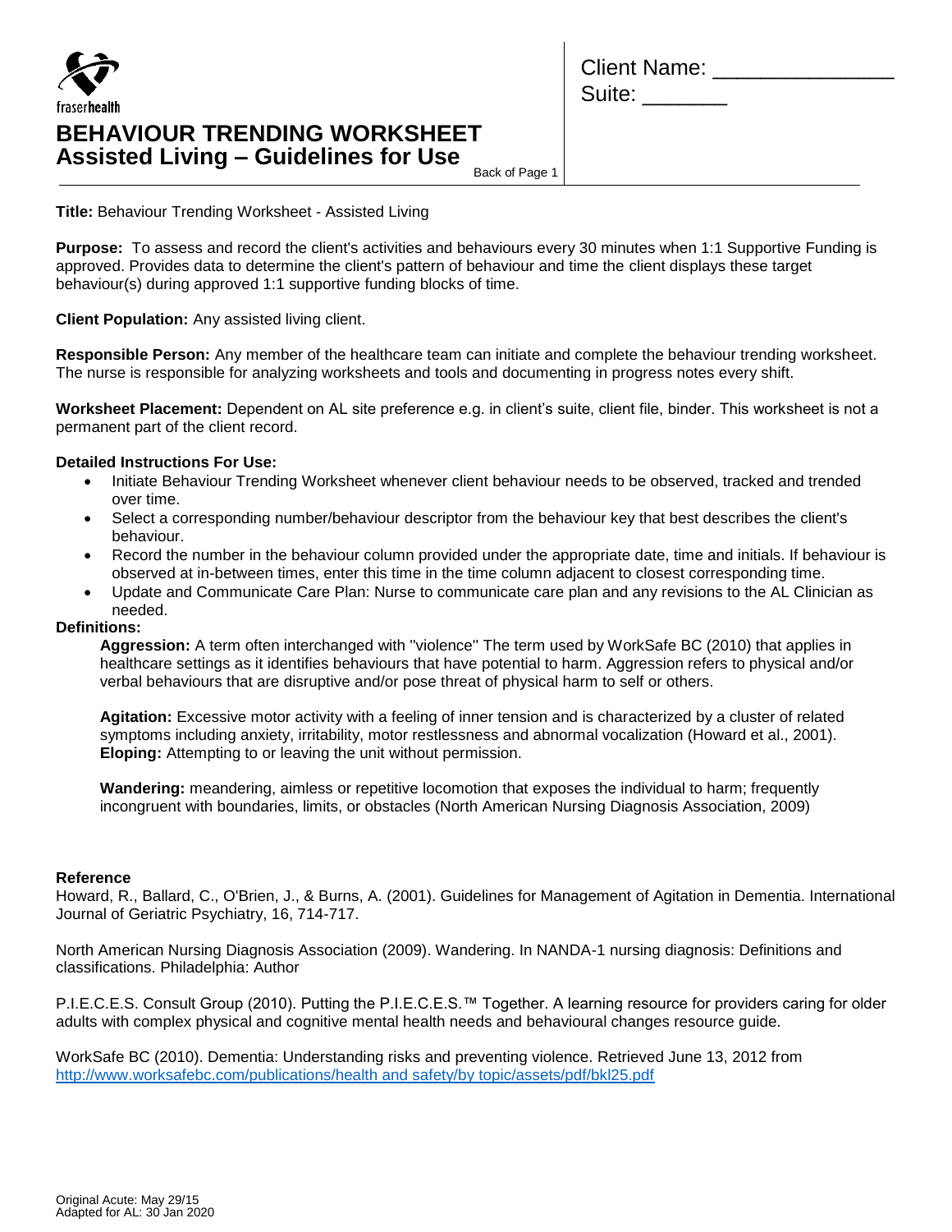fraserhealth

# BEHAVIOUR TRENDING WORKSHEET
## Assisted Living – Guidelines for Use

Back of Page 1

Client Name: _______________
Suite: ________

**Title:** Behaviour Trending Worksheet - Assisted Living

**Purpose:** To assess and record the client's activities and behaviours every 30 minutes when 1:1 Supportive Funding is approved. Provides data to determine the client's pattern of behaviour and time the client displays these target behaviour(s) during approved 1:1 supportive funding blocks of time.

**Client Population:** Any assisted living client.

**Responsible Person:** Any member of the healthcare team can initiate and complete the behaviour trending worksheet. The nurse is responsible for analyzing worksheets and tools and documenting in progress notes every shift.

**Worksheet Placement:** Dependent on AL site preference e.g. in client's suite, client file, binder. This worksheet is not a permanent part of the client record.

**Detailed Instructions For Use:**

- Initiate Behaviour Trending Worksheet whenever client behaviour needs to be observed, tracked and trended over time.
- Select a corresponding number/behaviour descriptor from the behaviour key that best describes the client's behaviour.
- Record the number in the behaviour column provided under the appropriate date, time and initials. If behaviour is observed at in-between times, enter this time in the time column adjacent to closest corresponding time.
- Update and Communicate Care Plan: Nurse to communicate care plan and any revisions to the AL Clinician as needed.

**Definitions:**

**Aggression:** A term often interchanged with "violence" The term used by WorkSafe BC (2010) that applies in healthcare settings as it identifies behaviours that have potential to harm. Aggression refers to physical and/or verbal behaviours that are disruptive and/or pose threat of physical harm to self or others.

**Agitation:** Excessive motor activity with a feeling of inner tension and is characterized by a cluster of related symptoms including anxiety, irritability, motor restlessness and abnormal vocalization (Howard et al., 2001).
**Eloping:** Attempting to or leaving the unit without permission.

**Wandering:** meandering, aimless or repetitive locomotion that exposes the individual to harm; frequently incongruent with boundaries, limits, or obstacles (North American Nursing Diagnosis Association, 2009)

**Reference**

Howard, R., Ballard, C., O'Brien, J., & Burns, A. (2001). Guidelines for Management of Agitation in Dementia. International Journal of Geriatric Psychiatry, 16, 714-717.

North American Nursing Diagnosis Association (2009). Wandering. In NANDA-1 nursing diagnosis: Definitions and classifications. Philadelphia: Author

P.I.E.C.E.S. Consult Group (2010). Putting the P.I.E.C.E.S.™ Together. A learning resource for providers caring for older adults with complex physical and cognitive mental health needs and behavioural changes resource guide.

WorkSafe BC (2010). Dementia: Understanding risks and preventing violence. Retrieved June 13, 2012 from http://www.worksafebc.com/publications/health and safety/by topic/assets/pdf/bkl25.pdf

Original Acute: May 29/15
Adapted for AL: 30 Jan 2020